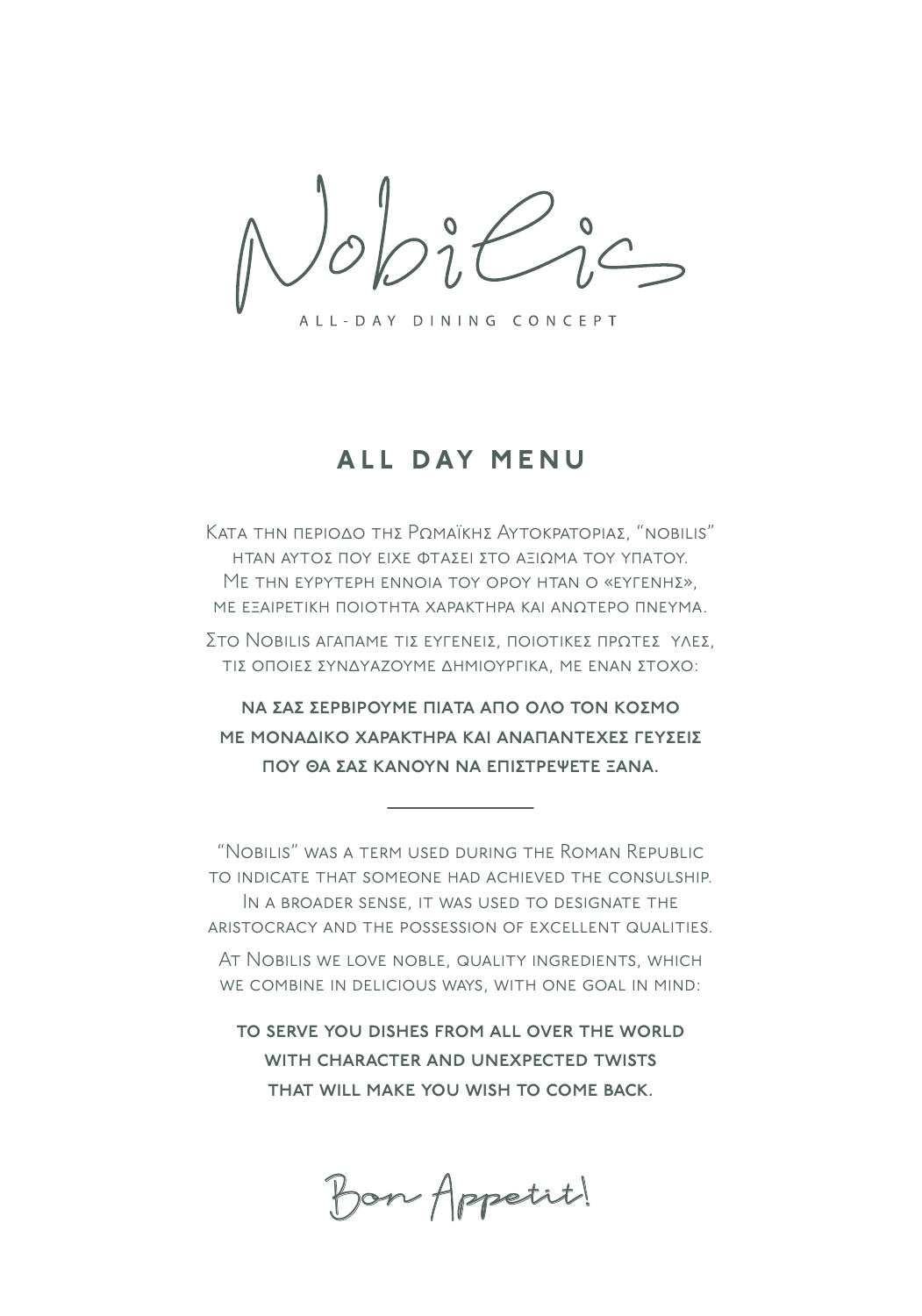# Nobilis

ALL-DAY DINING CONCEPT

## ALL DAY MENU

Κατα την περιοδο της Ρωμαϊκης Αυτοκρατοριας, "nobilis" ηταν αυτος που ειχε φτασει στο αξιωμα του υπατου. Με την ευρυτερη εννοια του ορου ηταν ο «ευγενης», με εξαιρετικη ποιοτητα χαρακτηρα και ανωτερο πνευμα.

Στο Nobilis αγαπαμε τις ευγενεις, ποιοτικες πρωτες υλες, τις οποιες συνδυαζουμε δημιουργικα, με εναν στοχο:

**ΝΑ ΣΑΣ ΣΕΡΒΙΡΟΥΜΕ ΠΙΑΤΑ ΑΠΟ ΟΛΟ ΤΟΝ ΚΟΣΜΟ ΜΕ ΜΟΝΑΔΙΚΟ ΧΑΡΑΚΤΗΡΑ ΚΑΙ ΑΝΑΠΑΝΤΕΧΕΣ ΓΕΥΣΕΙΣ ΠΟΥ ΘΑ ΣΑΣ ΚΑΝΟΥΝ ΝΑ ΕΠΙΣΤΡΕΨΕΤΕ ΞΑΝΑ.**

---

"Nobilis" was a term used during the Roman Republic to indicate that someone had achieved the consulship. In a broader sense, it was used to designate the aristocracy and the possession of excellent qualities.

At Nobilis we love noble, quality ingredients, which we combine in delicious ways, with one goal in mind:

**TO SERVE YOU DISHES FROM ALL OVER THE WORLD WITH CHARACTER AND UNEXPECTED TWISTS THAT WILL MAKE YOU WISH TO COME BACK.**

Bon Appetit!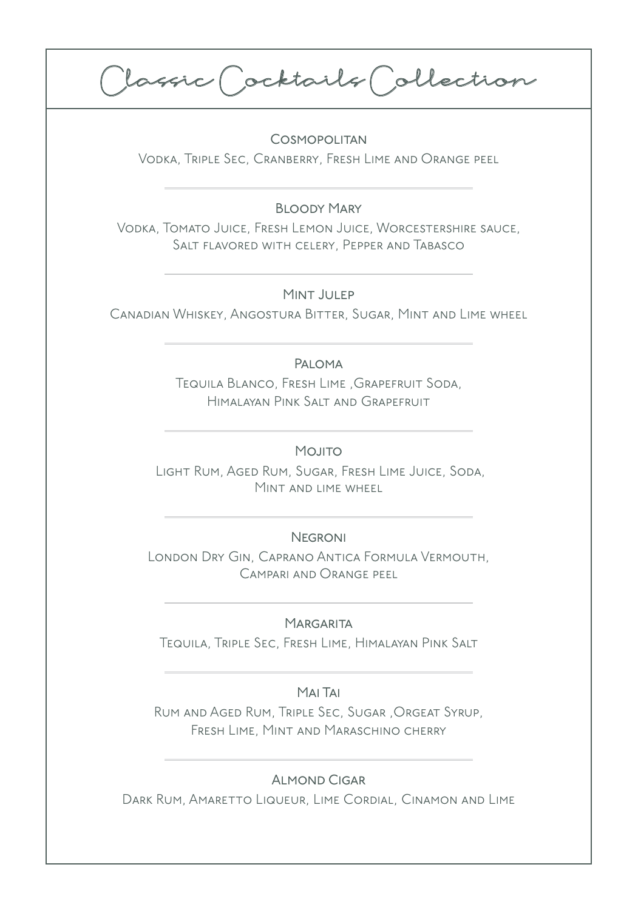# Classic Cocktails Collection

### Cosmopolitan

Vodka, Triple Sec, Cranberry, Fresh Lime and Orange peel

---

### Bloody Mary

Vodka, Tomato Juice, Fresh Lemon Juice, Worcestershire sauce, Salt flavored with celery, Pepper and Tabasco

---

### Mint Julep

Canadian Whiskey, Angostura Bitter, Sugar, Mint and Lime wheel

---

### Paloma

Tequila Blanco, Fresh Lime ,Grapefruit Soda, Himalayan Pink Salt and Grapefruit

---

### Mojito

Light Rum, Aged Rum, Sugar, Fresh Lime Juice, Soda, Mint and lime wheel

---

### Negroni

London Dry Gin, Caprano Antica Formula Vermouth, Campari and Orange peel

---

### Margarita

Tequila, Triple Sec, Fresh Lime, Himalayan Pink Salt

---

### Mai Tai

Rum and Aged Rum, Triple Sec, Sugar ,Orgeat Syrup, Fresh Lime, Mint and Maraschino cherry

---

### Almond Cigar

Dark Rum, Amaretto Liqueur, Lime Cordial, Cinamon and Lime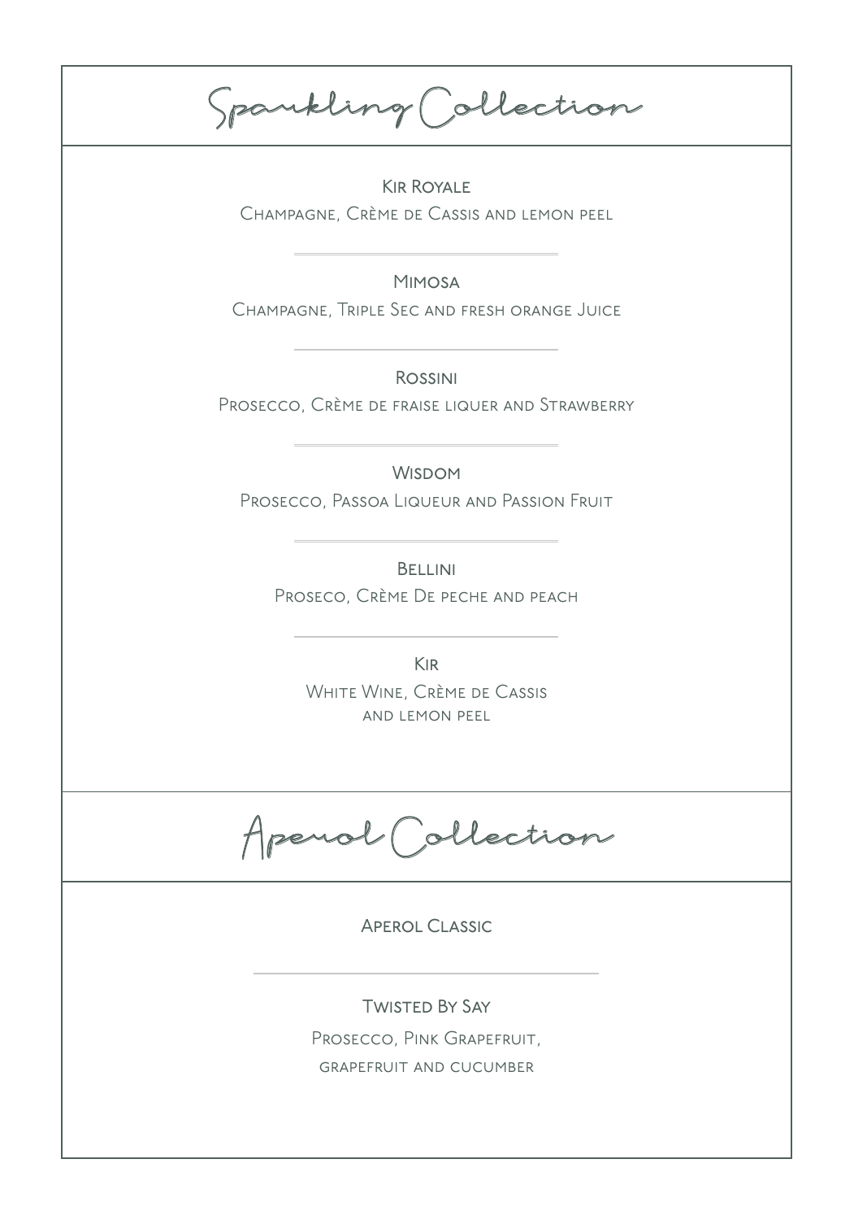## Sparkling Collection

**Kir Royale**
Champagne, Crème de Cassis and lemon peel

---

**Mimosa**
Champagne, Triple Sec and fresh orange Juice

---

**Rossini**
Prosecco, Crème de fraise liquer and Strawberry

---

**Wisdom**
Prosecco, Passoa Liqueur and Passion Fruit

---

**Bellini**
Proseco, Crème De peche and peach

---

**Kir**
White Wine, Crème de Cassis
and lemon peel

## Aperol Collection

**Aperol Classic**

---

**Twisted By Say**
Prosecco, Pink Grapefruit,
grapefruit and cucumber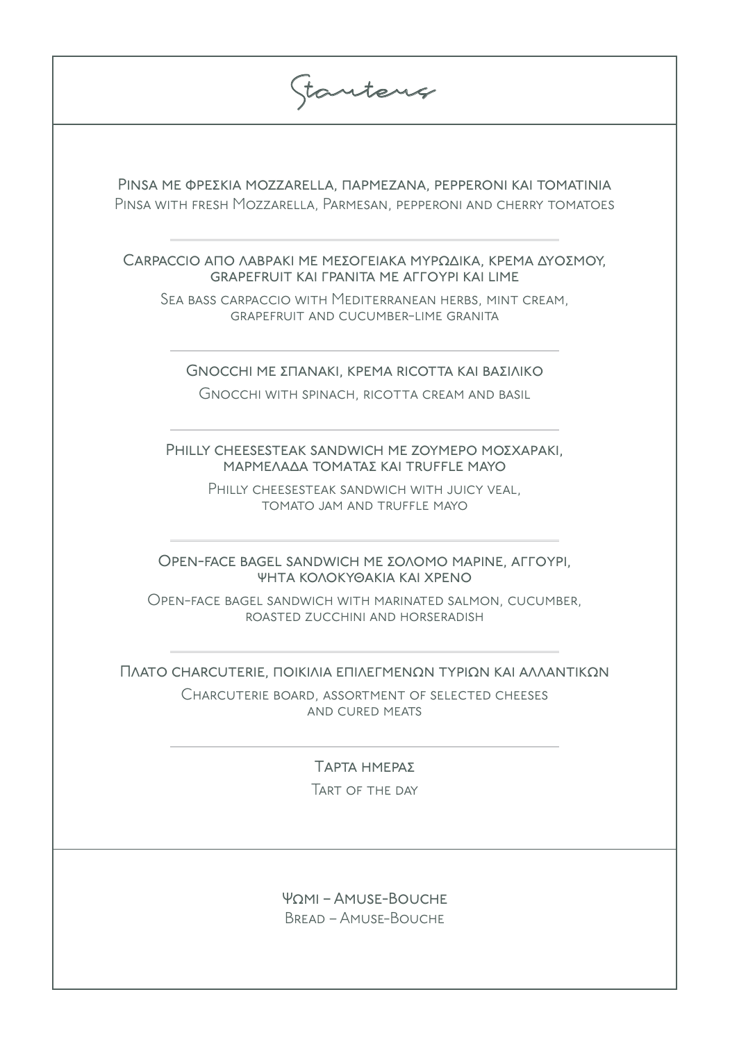# Starters

Pinsa με φρέσκια mozzarella, παρμεζάνα, pepperoni και τοματίνια
Pinsa with fresh Mozzarella, Parmesan, pepperoni and cherry tomatoes

---

Carpaccio από λαβράκι με μεσογειακά μυρωδικά, κρέμα δυόσμου, grapefruit και γρανίτα με αγγούρι και lime
Sea bass carpaccio with Mediterranean herbs, mint cream, grapefruit and cucumber-lime granita

---

Gnocchi με σπανάκι, κρέμα ricotta και βασιλικό
Gnocchi with spinach, ricotta cream and basil

---

Philly cheesesteak sandwich με ζουμερό μοσχαράκι, μαρμελάδα τομάτας και truffle mayo
Philly cheesesteak sandwich with juicy veal, tomato jam and truffle mayo

---

Open-face bagel sandwich με σολομό μαρινέ, αγγούρι, ψητά κολοκυθάκια και χρένο
Open-face bagel sandwich with marinated salmon, cucumber, roasted zucchini and horseradish

---

Πλατό charcuterie, ποικιλία επιλεγμένων τυριών και αλλαντικών
Charcuterie board, assortment of selected cheeses and cured meats

---

Τάρτα ημέρας
Tart of the day

---

Ψωμί – Amuse-Bouche
Bread – Amuse-Bouche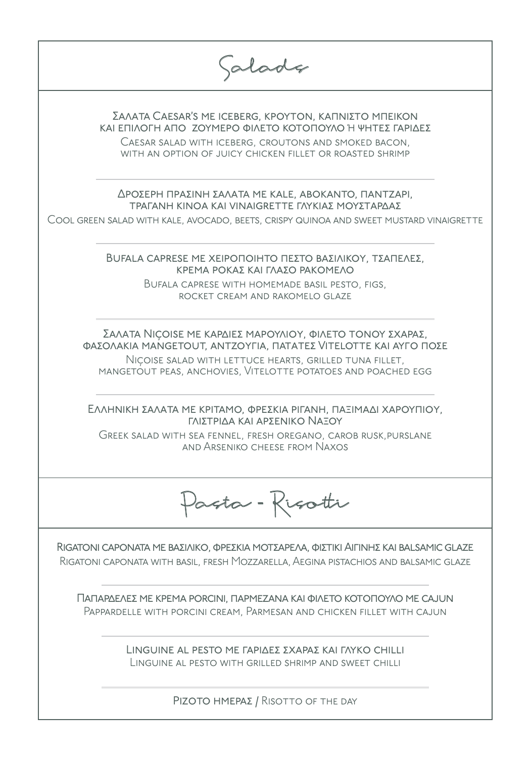# Salads

Σαλατα Caesar's με iceberg, κρουτον, καπνιστο μπεικον και επιλογη απο ζουμερο φιλετο κοτοπουλο ή ψητες γαριδες

Caesar salad with iceberg, croutons and smoked bacon, with an option of juicy chicken fillet or roasted shrimp

---

Δροσερη πρασινη σαλατα με kale, αβοκαντο, παντζαρι, τραγανη κινοα και vinaigrette γλυκιας μουσταρδας

Cool green salad with kale, avocado, beets, crispy quinoa and sweet mustard vinaigrette

---

Bufala caprese με χειροποιητο πεστο βασιλικου, τσαπελες, κρεμα ροκας και γλασο ρακομελο

Bufala caprese with homemade basil pesto, figs, rocket cream and rakomelo glaze

---

Σαλατα Niçoise με καρδιες μαρουλιου, φιλετο τονου σχαρας, φασολακια mangetout, αντζουγια, πατατες Vitelotte και αυγο ποσε

Niçoise salad with lettuce hearts, grilled tuna fillet, mangetout peas, anchovies, Vitelotte potatoes and poached egg

---

Ελληνικη σαλατα με κριταμο, φρεσκια ριγανη, παξιμαδι χαρουπιου, γλιστριδα και αρσενικο Ναξου

Greek salad with sea fennel, fresh oregano, carob rusk,purslane and Arseniko cheese from Naxos

# Pasta - Risotti

Rigatoni caponata με βασιλικο, φρεσκια μοτσαρελα, φιστικι Αιγινης και balsamic glaze

Rigatoni caponata with basil, fresh Mozzarella, Aegina pistachios and balsamic glaze

---

Παπαρδελες με κρεμα porcini, παρμεζανα και φιλετο κοτοπουλο με cajun

Pappardelle with porcini cream, Parmesan and chicken fillet with cajun

---

Linguine al pesto με γαριδες σχαρας και γλυκο chilli

Linguine al pesto with grilled shrimp and sweet chilli

---

Ριζοτο ημερας / Risotto of the day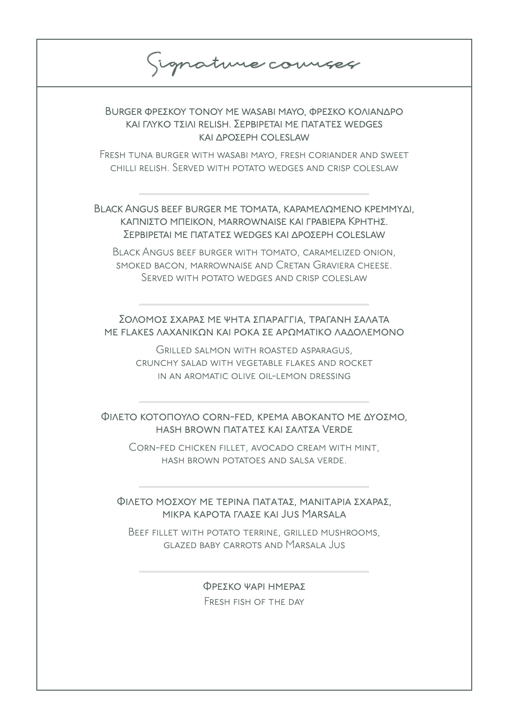# Signature courses

**Burger φρεσκου τονου με wasabi mayo, φρεσκο κολιανδρο και γλυκο τσιλι relish. Σερβιρεται με πατατες wedges και δροσερη coleslaw**

Fresh tuna burger with wasabi mayo, fresh coriander and sweet chilli relish. Served with potato wedges and crisp coleslaw

---

**Black Angus beef burger με τοματα, καραμελωμενο κρεμμυδι, καπνιστο μπεικον, marrownaise και γραβιερα Κρητης. Σερβιρεται με πατατες wedges και δροσερη coleslaw**

Black Angus beef burger with tomato, caramelized onion, smoked bacon, marrownaise and Cretan Graviera cheese. Served with potato wedges and crisp coleslaw

---

**Σολομος σχαρας με ψητα σπαραγγια, τραγανη σαλατα με flakes λαχανικων και ροκα σε αρωματικο λαδολεμονο**

Grilled salmon with roasted asparagus, crunchy salad with vegetable flakes and rocket in an aromatic olive oil-lemon dressing

---

**Φιλετο κοτοπουλο corn-fed, κρεμα αβοκαντο με δυοσμο, hash brown πατατες και σαλτσα Verde**

Corn-fed chicken fillet, avocado cream with mint, hash brown potatoes and salsa verde.

---

**Φιλετο μοσχου με τερινα πατατας, μανιταρια σχαρας, μικρα καροτα γλασε και Jus Marsala**

Beef fillet with potato terrine, grilled mushrooms, glazed baby carrots and Marsala Jus

---

**Φρεσκο ψαρι ημερας**

Fresh fish of the day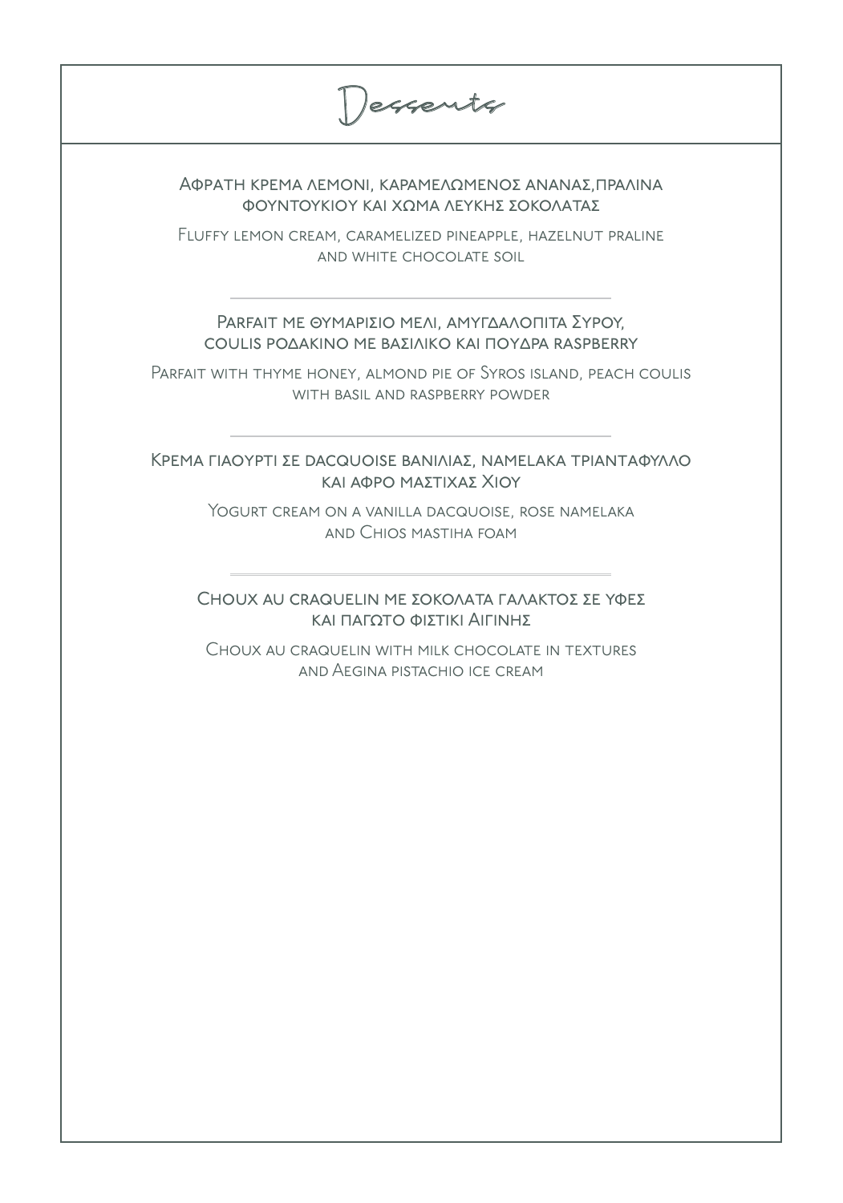# Desserts

Αφράτη κρέμα λεμόνι, καραμελωμένος ανανάς,πραλίνα φουντουκιού και χώμα λευκής σοκολάτας

Fluffy lemon cream, caramelized pineapple, hazelnut praline and white chocolate soil

---

Parfait με θυμαρίσιο μέλι, αμυγδαλόπιτα Σύρου, coulis ροδάκινο με βασιλικό και πούδρα raspberry

Parfait with thyme honey, almond pie of Syros island, peach coulis with basil and raspberry powder

---

Κρέμα γιαούρτι σε dacquoise βανίλιας, namelaka τριαντάφυλλο και αφρό μαστίχας Χίου

Yogurt cream on a vanilla dacquoise, rose namelaka and Chios mastiha foam

---

Choux au craquelin με σοκολάτα γάλακτος σε υφές και παγωτό φιστίκι Αιγίνης

Choux au craquelin with milk chocolate in textures and Aegina pistachio ice cream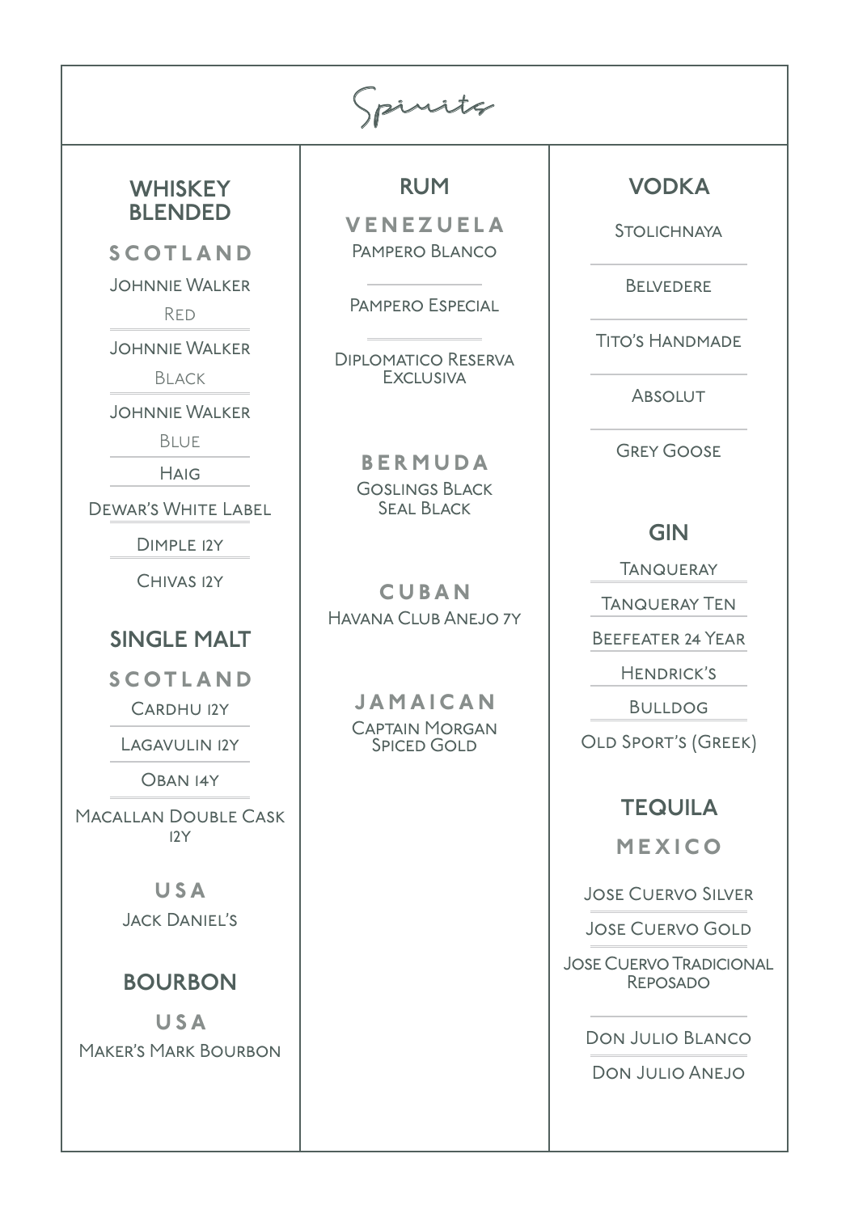# Spirits

## WHISKEY BLENDED

### SCOTLAND

- Johnnie Walker Red
- Johnnie Walker Black
- Johnnie Walker Blue
- Haig
- Dewar's White Label
- Dimple 12Y
- Chivas 12Y

## SINGLE MALT

### SCOTLAND

- Cardhu 12Y
- Lagavulin 12Y
- Oban 14Y
- Macallan Double Cask 12Y

### USA

- Jack Daniel's

## BOURBON

### USA

- Maker's Mark Bourbon

## RUM

### VENEZUELA

- Pampero Blanco
- Pampero Especial
- Diplomatico Reserva Exclusiva

### BERMUDA

- Goslings Black Seal Black

### CUBAN

- Havana Club Anejo 7Y

### JAMAICAN

- Captain Morgan Spiced Gold

## VODKA

- Stolichnaya
- Belvedere
- Tito's Handmade
- Absolut
- Grey Goose

## GIN

- Tanqueray
- Tanqueray Ten
- Beefeater 24 Year
- Hendrick's
- Bulldog
- Old Sport's (Greek)

## TEQUILA

### MEXICO

- Jose Cuervo Silver
- Jose Cuervo Gold
- Jose Cuervo Tradicional Reposado
- Don Julio Blanco
- Don Julio Anejo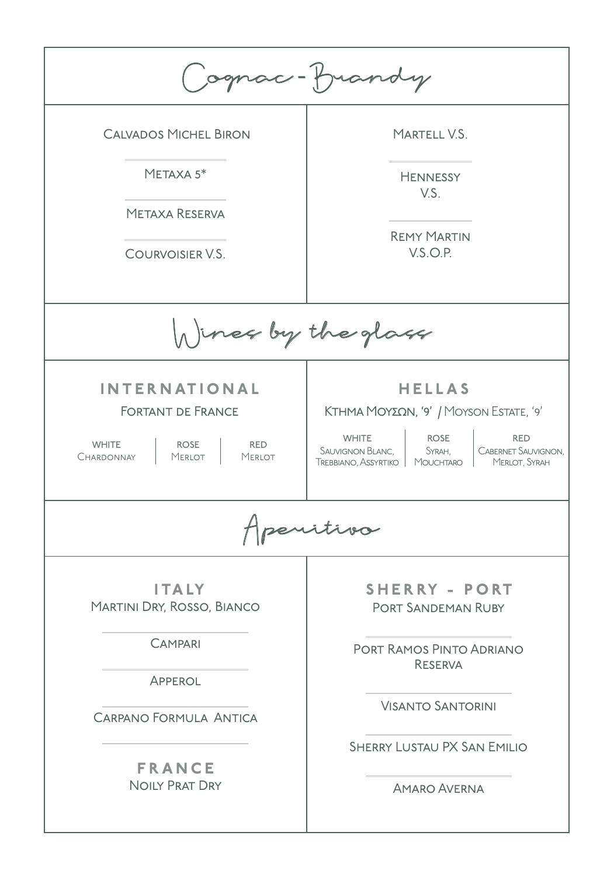# Cognac - Brandy

Calvados Michel Biron

Metaxa 5*

Metaxa Reserva

Courvoisier V.S.

Martell V.S.

Hennessy V.S.

Remy Martin V.S.O.P.

# Wines by the glass

## INTERNATIONAL

Fortant de France

| WHITE | ROSE | RED |
|---|---|---|
| Chardonnay | Merlot | Merlot |

## HELLAS

Κτημα Μουσων, '9' / Moyson Estate, '9'

| WHITE | ROSE | RED |
|---|---|---|
| Sauvignon Blanc, Trebbiano, Assyrtiko | Syrah, Mouchtaro | Cabernet Sauvignon, Merlot, Syrah |

# Aperitivo

## ITALY

Martini Dry, Rosso, Bianco

Campari

Apperol

Carpano Formula Antica

## FRANCE

Noily Prat Dry

## SHERRY - PORT

Port Sandeman Ruby

Port Ramos Pinto Adriano Reserva

Visanto Santorini

Sherry Lustau PX San Emilio

Amaro Averna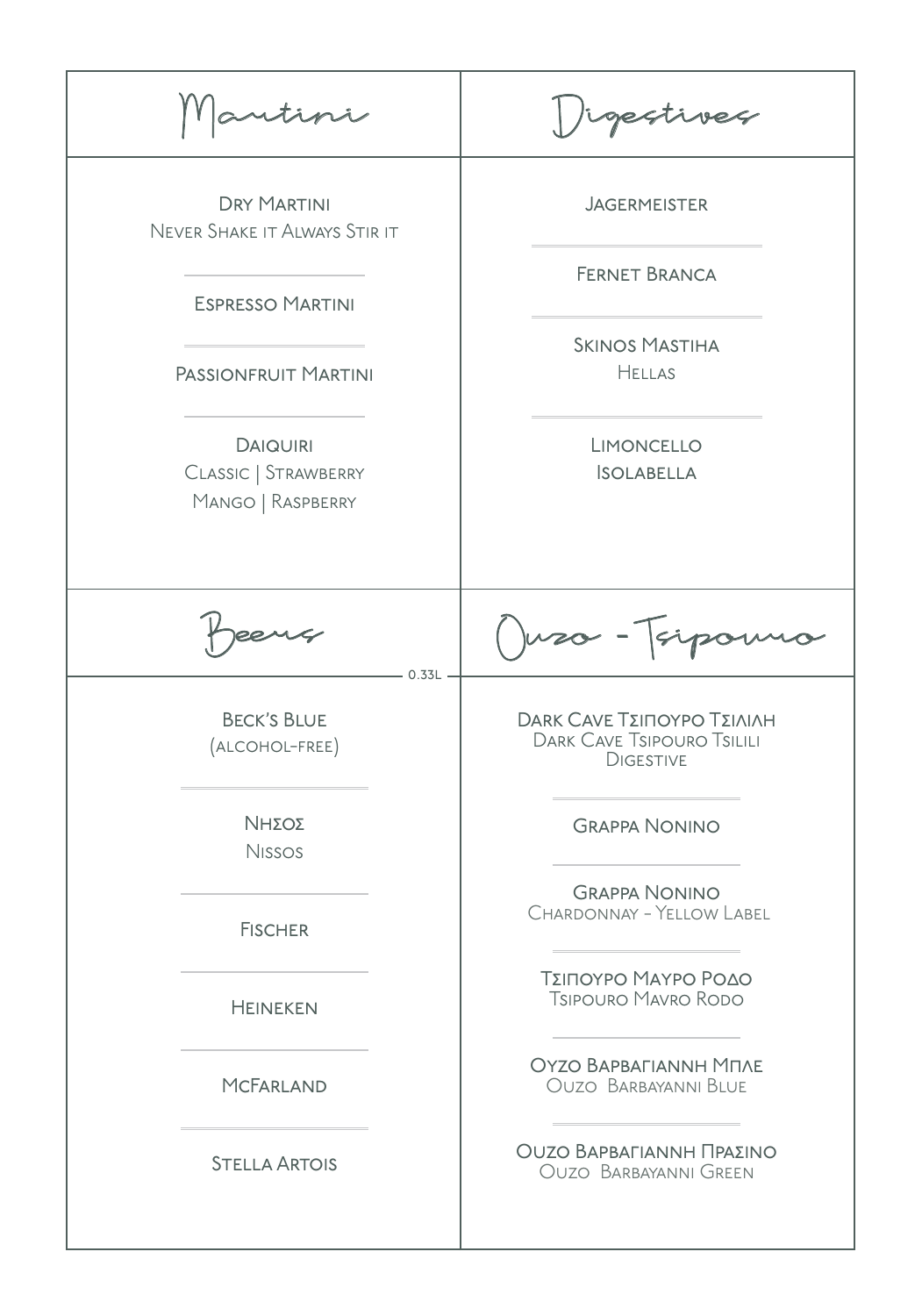## Martini

**Dry Martini**
Never Shake it Always Stir it

**Espresso Martini**

**Passionfruit Martini**

**Daiquiri**
Classic | Strawberry
Mango | Raspberry

## Digestives

**Jagermeister**

**Fernet Branca**

**Skinos Mastiha**
Hellas

**Limoncello**
Isolabella

## Beers

0.33L

**Beck's Blue**
(alcohol-free)

**ΝΗΣΟΣ**
Nissos

**Fischer**

**Heineken**

**McFarland**

**Stella Artois**

## Ouzo - Tsipouro

**Dark Cave Τσιπουρο Τσιλιλη**
Dark Cave Tsipouro Tsilili
Digestive

**Grappa Nonino**

**Grappa Nonino**
Chardonnay - Yellow Label

**Τσιπουρο Μαυρο Ροδο**
Tsipouro Mavro Rodo

**Ουζο Βαρβαγιαννη Μπλε**
Ouzo Barbayanni Blue

**Ouzo Βαρβαγιαννη Πρασινο**
Ouzo Barbayanni Green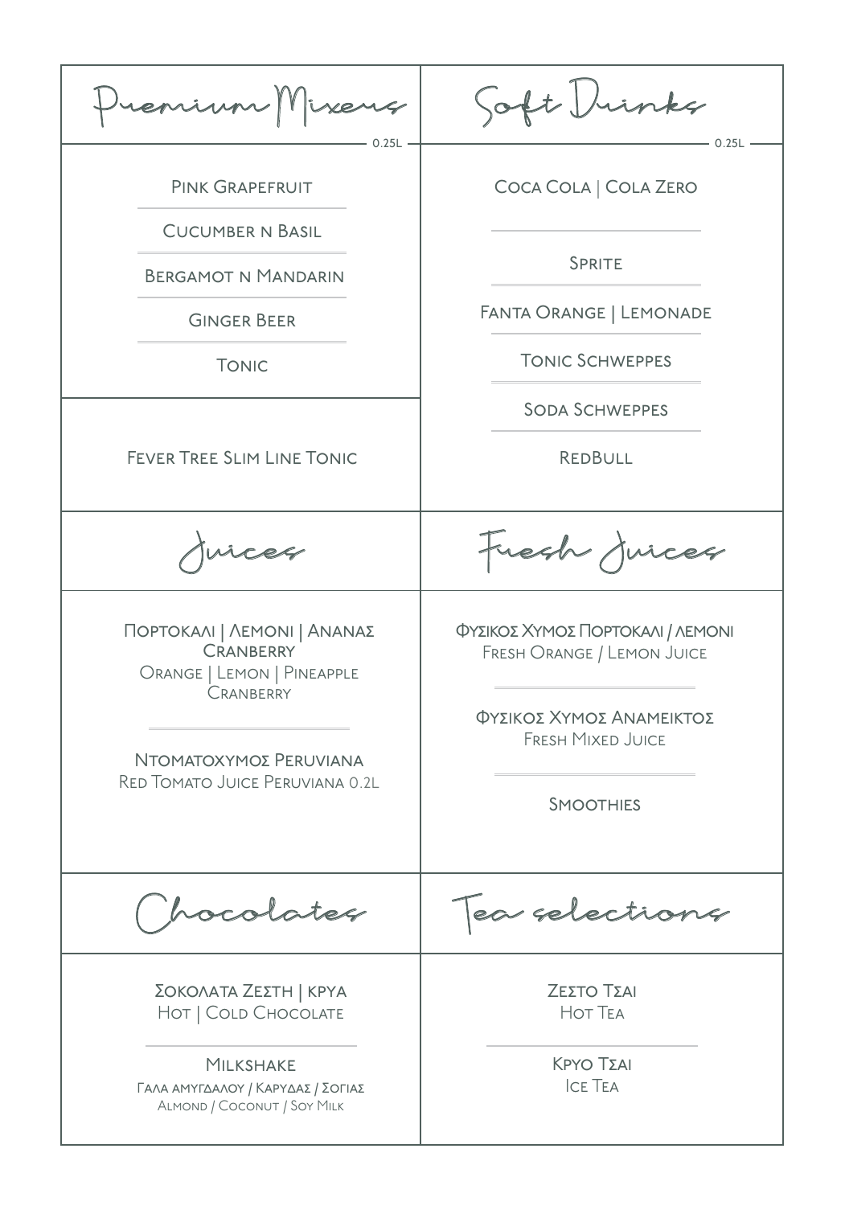## Premium Mixers

0.25L

- Pink Grapefruit
- Cucumber n Basil
- Bergamot n Mandarin
- Ginger Beer
- Tonic

Fever Tree Slim Line Tonic

## Soft Drinks

0.25L

- Coca Cola | Cola Zero
- Sprite
- Fanta Orange | Lemonade
- Tonic Schweppes
- Soda Schweppes
- RedBull

## Juices

Πορτοκαλι | Λεμονι | Ανανας
Cranberry
Orange | Lemon | Pineapple
Cranberry

Ντοματοχυμος Peruviana
Red Tomato Juice Peruviana 0.2L

## Fresh Juices

Φυσικος Χυμος Πορτοκαλι / Λεμονι
Fresh Orange / Lemon Juice

Φυσικος Χυμος Αναμεικτος
Fresh Mixed Juice

Smoothies

## Chocolates

Σοκολατα Ζεστη | Κρυα
Hot | Cold Chocolate

Milkshake
Γαλα αμυγδαλου / Καρυδας / Σογιας
Almond / Coconut / Soy Milk

## Tea selections

Ζεστο Τσαι
Hot Tea

Κρυο Τσαι
Ice Tea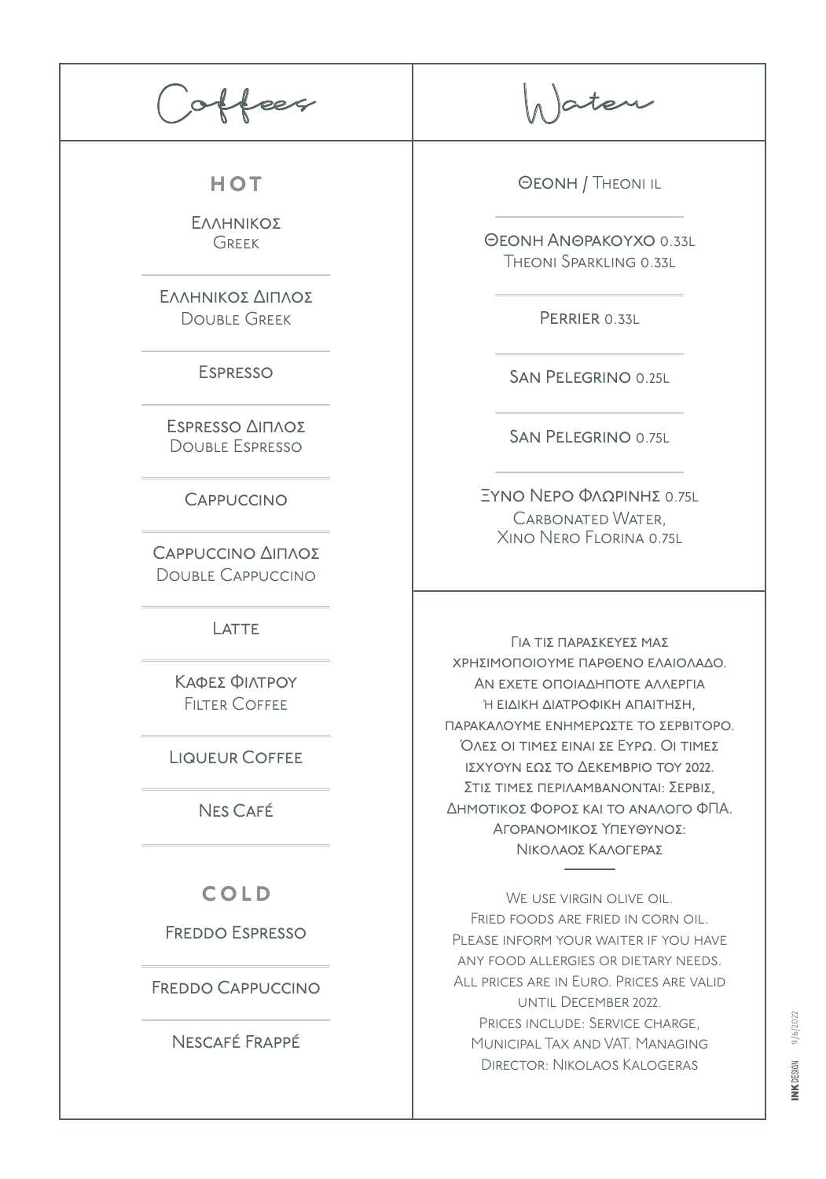# Coffees

## HOT

Ελληνικός
Greek

Ελληνικός Διπλός
Double Greek

Espresso

Espresso Διπλός
Double Espresso

Cappuccino

Cappuccino Διπλός
Double Cappuccino

Latte

Καφές Φίλτρου
Filter Coffee

Liqueur Coffee

Nes Café

## COLD

Freddo Espresso

Freddo Cappuccino

Nescafé Frappé

# Water

Θεόνη / Theoni 1l

Θεόνη Ανθρακούχο 0.33l
Theoni Sparkling 0.33l

Perrier 0.33l

San Pelegrino 0.25l

San Pelegrino 0.75l

Ξυνό Νερό Φλώρινης 0.75l
Carbonated Water,
Xino Nero Florina 0.75l

Για τις παρασκευές μας χρησιμοποιούμε παρθένο ελαιόλαδο. Αν έχετε οποιαδήποτε αλλεργία ή ειδική διατροφική απαίτηση, παρακαλούμε ενημερώστε το σερβιτόρο. Όλες οι τιμές είναι σε Ευρώ. Οι τιμές ισχύουν έως το Δεκέμβριο του 2022. Στις τιμές περιλαμβάνονται: Σέρβις, Δημοτικός Φόρος και το ανάλογο ΦΠΑ. Αγορανομικός Υπεύθυνος: Νικόλαος Καλογεράς

---

We use virgin olive oil. Fried foods are fried in corn oil. Please inform your waiter if you have any food allergies or dietary needs. All prices are in Euro. Prices are valid until December 2022. Prices include: Service charge, Municipal Tax and VAT. Managing Director: Nikolaos Kalogeras

INKDESIGN 9/6/2022